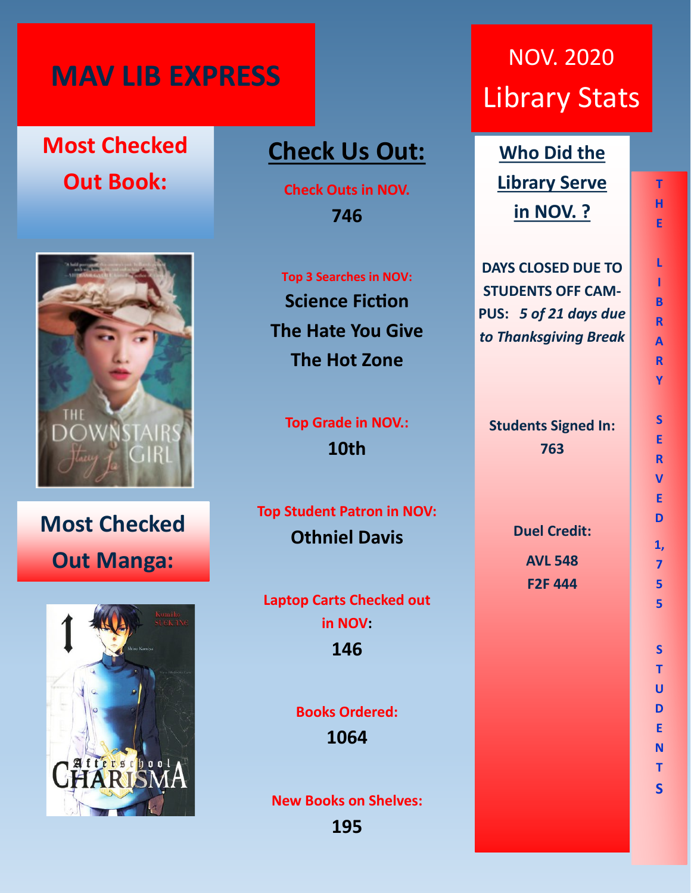# MAV LIB EXPRESS

## NOV. 2020 Library Stats

## Most Checked Out Book:

## Most Checked Out Manga:

## Check Us Out:

**Check Outs in NOV.**
**746**

**Top 3 Searches in NOV:**
**Science Fiction**
**The Hate You Give**
**The Hot Zone**

**Top Grade in NOV.:**
**10th**

**Top Student Patron in NOV:**
**Othniel Davis**

**Laptop Carts Checked out in NOV:**
**146**

**Books Ordered:**
**1064**

**New Books on Shelves:**
**195**

## Who Did the Library Serve in NOV. ?

**DAYS CLOSED DUE TO STUDENTS OFF CAMPUS:** ***5 of 21 days due to Thanksgiving Break***

**Students Signed In:**
**763**

**Duel Credit:**
**AVL 548**
**F2F 444**

**THE LIBRARY SERVED 1,755 STUDENTS**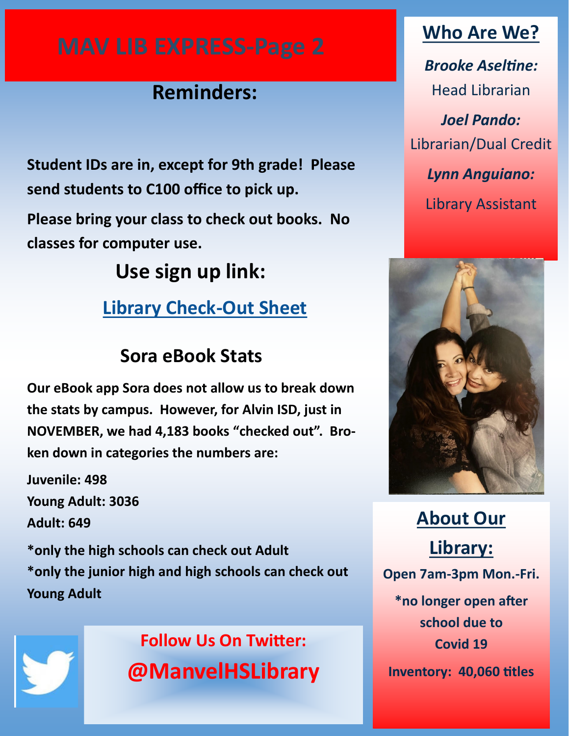# MAV LIB EXPRESS-Page 2

## Reminders:

**Student IDs are in, except for 9th grade! Please send students to C100 office to pick up.**

**Please bring your class to check out books. No classes for computer use.**

### Use sign up link:

### Library Check-Out Sheet

### Sora eBook Stats

**Our eBook app Sora does not allow us to break down the stats by campus. However, for Alvin ISD, just in NOVEMBER, we had 4,183 books "checked out". Broken down in categories the numbers are:**

**Juvenile: 498**
**Young Adult: 3036**
**Adult: 649**

**\*only the high schools can check out Adult**
**\*only the junior high and high schools can check out Young Adult**

**Follow Us On Twitter:**
**@ManvelHSLibrary**

## Who Are We?

***Brooke Aseltine:***
Head Librarian

***Joel Pando:***
Librarian/Dual Credit

***Lynn Anguiano:***
Library Assistant

## About Our Library:

**Open 7am-3pm Mon.-Fri.**

**\*no longer open after school due to Covid 19**

**Inventory: 40,060 titles**